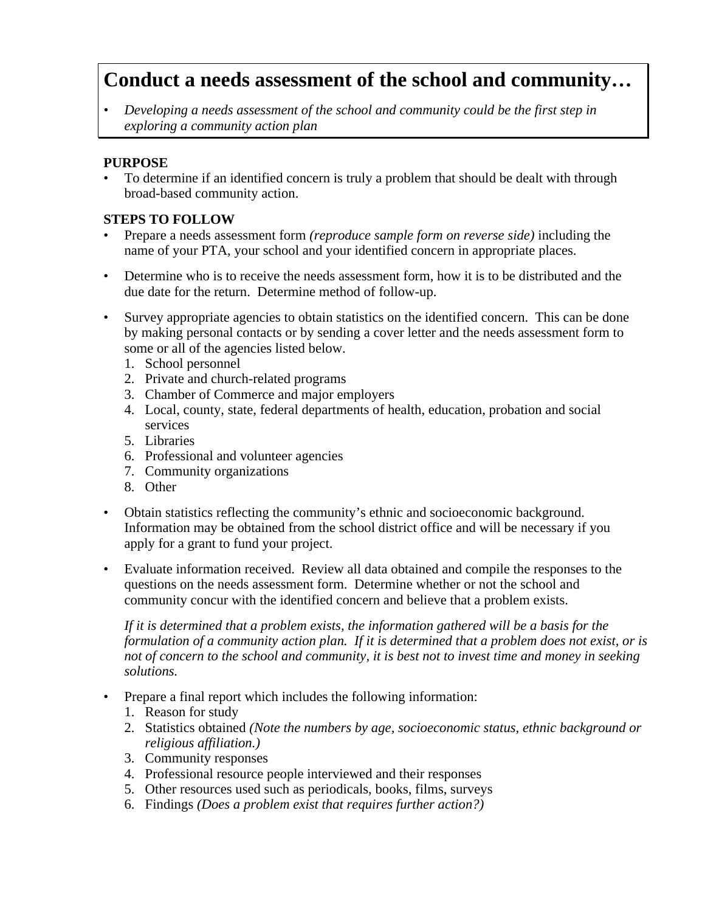# Conduct a needs assessment of the school and community…

- *Developing a needs assessment of the school and community could be the first step in exploring a community action plan*

**PURPOSE**

- To determine if an identified concern is truly a problem that should be dealt with through broad-based community action.

**STEPS TO FOLLOW**

- Prepare a needs assessment form *(reproduce sample form on reverse side)* including the name of your PTA, your school and your identified concern in appropriate places.

- Determine who is to receive the needs assessment form, how it is to be distributed and the due date for the return. Determine method of follow-up.

- Survey appropriate agencies to obtain statistics on the identified concern. This can be done by making personal contacts or by sending a cover letter and the needs assessment form to some or all of the agencies listed below.
  1. School personnel
  2. Private and church-related programs
  3. Chamber of Commerce and major employers
  4. Local, county, state, federal departments of health, education, probation and social services
  5. Libraries
  6. Professional and volunteer agencies
  7. Community organizations
  8. Other

- Obtain statistics reflecting the community's ethnic and socioeconomic background. Information may be obtained from the school district office and will be necessary if you apply for a grant to fund your project.

- Evaluate information received. Review all data obtained and compile the responses to the questions on the needs assessment form. Determine whether or not the school and community concur with the identified concern and believe that a problem exists.

  *If it is determined that a problem exists, the information gathered will be a basis for the formulation of a community action plan. If it is determined that a problem does not exist, or is not of concern to the school and community, it is best not to invest time and money in seeking solutions.*

- Prepare a final report which includes the following information:
  1. Reason for study
  2. Statistics obtained *(Note the numbers by age, socioeconomic status, ethnic background or religious affiliation.)*
  3. Community responses
  4. Professional resource people interviewed and their responses
  5. Other resources used such as periodicals, books, films, surveys
  6. Findings *(Does a problem exist that requires further action?)*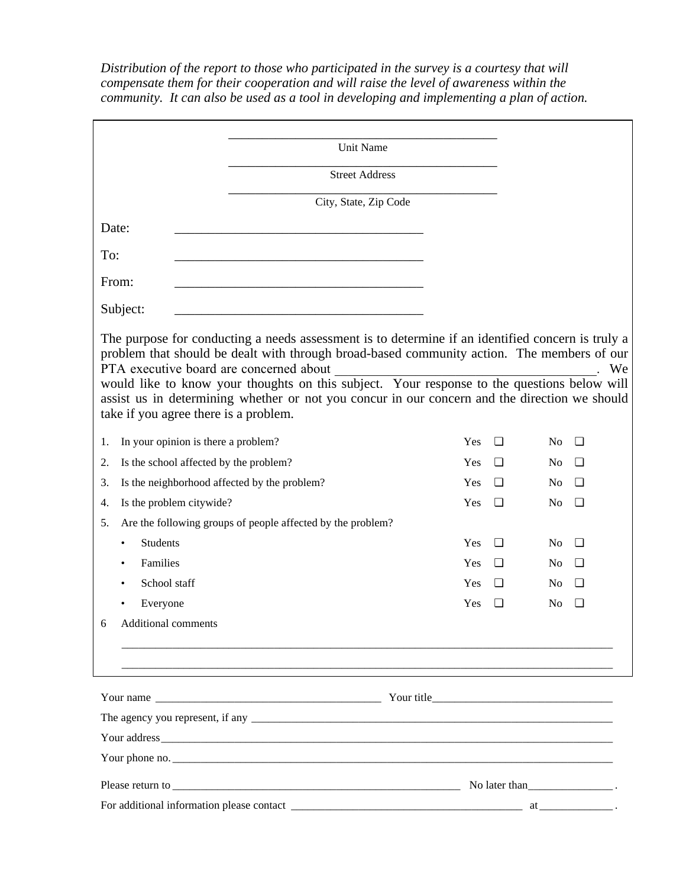*Distribution of the report to those who participated in the survey is a courtesy that will compensate them for their cooperation and will raise the level of awareness within the community. It can also be used as a tool in developing and implementing a plan of action.*

\_\_\_\_\_\_\_\_\_\_\_\_\_\_\_\_\_\_\_\_\_\_\_\_\_\_\_\_\_\_\_\_\_\_\_\_\_\_\_\_
Unit Name

\_\_\_\_\_\_\_\_\_\_\_\_\_\_\_\_\_\_\_\_\_\_\_\_\_\_\_\_\_\_\_\_\_\_\_\_\_\_\_\_
Street Address

\_\_\_\_\_\_\_\_\_\_\_\_\_\_\_\_\_\_\_\_\_\_\_\_\_\_\_\_\_\_\_\_\_\_\_\_\_\_\_\_
City, State, Zip Code

Date: \_\_\_\_\_\_\_\_\_\_\_\_\_\_\_\_\_\_\_\_\_\_\_\_\_\_\_\_\_\_\_\_\_\_\_\_\_\_

To: \_\_\_\_\_\_\_\_\_\_\_\_\_\_\_\_\_\_\_\_\_\_\_\_\_\_\_\_\_\_\_\_\_\_\_\_\_\_

From: \_\_\_\_\_\_\_\_\_\_\_\_\_\_\_\_\_\_\_\_\_\_\_\_\_\_\_\_\_\_\_\_\_\_\_\_\_\_

Subject: \_\_\_\_\_\_\_\_\_\_\_\_\_\_\_\_\_\_\_\_\_\_\_\_\_\_\_\_\_\_\_\_\_\_\_\_\_\_

The purpose for conducting a needs assessment is to determine if an identified concern is truly a problem that should be dealt with through broad-based community action. The members of our PTA executive board are concerned about \_\_\_\_\_\_\_\_\_\_\_\_\_\_\_\_\_\_\_\_\_\_\_\_\_\_\_\_\_\_\_\_\_\_\_\_\_\_. We would like to know your thoughts on this subject. Your response to the questions below will assist us in determining whether or not you concur in our concern and the direction we should take if you agree there is a problem.

| | | | |
|---|---|---|---|
| 1. | In your opinion is there a problem? | Yes ❑ | No ❑ |
| 2. | Is the school affected by the problem? | Yes ❑ | No ❑ |
| 3. | Is the neighborhood affected by the problem? | Yes ❑ | No ❑ |
| 4. | Is the problem citywide? | Yes ❑ | No ❑ |
| 5. | Are the following groups of people affected by the problem? | | |
| | • Students | Yes ❑ | No ❑ |
| | • Families | Yes ❑ | No ❑ |
| | • School staff | Yes ❑ | No ❑ |
| | • Everyone | Yes ❑ | No ❑ |
| 6 | Additional comments | | |

\_\_\_\_\_\_\_\_\_\_\_\_\_\_\_\_\_\_\_\_\_\_\_\_\_\_\_\_\_\_\_\_\_\_\_\_\_\_\_\_\_\_\_\_\_\_\_\_\_\_\_\_\_\_\_\_\_\_\_\_\_\_\_\_\_\_\_\_\_\_\_\_\_\_\_\_\_\_

\_\_\_\_\_\_\_\_\_\_\_\_\_\_\_\_\_\_\_\_\_\_\_\_\_\_\_\_\_\_\_\_\_\_\_\_\_\_\_\_\_\_\_\_\_\_\_\_\_\_\_\_\_\_\_\_\_\_\_\_\_\_\_\_\_\_\_\_\_\_\_\_\_\_\_\_\_\_

Your name \_\_\_\_\_\_\_\_\_\_\_\_\_\_\_\_\_\_\_\_\_\_\_\_\_\_\_\_\_\_\_\_\_\_\_\_\_\_\_\_ Your title\_\_\_\_\_\_\_\_\_\_\_\_\_\_\_\_\_\_\_\_\_\_\_\_\_\_\_\_\_\_\_\_

The agency you represent, if any \_\_\_\_\_\_\_\_\_\_\_\_\_\_\_\_\_\_\_\_\_\_\_\_\_\_\_\_\_\_\_\_\_\_\_\_\_\_\_\_\_\_\_\_\_\_\_\_\_\_\_\_\_\_\_\_\_\_\_\_\_\_\_\_\_\_

Your address\_\_\_\_\_\_\_\_\_\_\_\_\_\_\_\_\_\_\_\_\_\_\_\_\_\_\_\_\_\_\_\_\_\_\_\_\_\_\_\_\_\_\_\_\_\_\_\_\_\_\_\_\_\_\_\_\_\_\_\_\_\_\_\_\_\_\_\_\_\_\_\_\_\_\_\_\_\_\_\_\_

Your phone no. \_\_\_\_\_\_\_\_\_\_\_\_\_\_\_\_\_\_\_\_\_\_\_\_\_\_\_\_\_\_\_\_\_\_\_\_\_\_\_\_\_\_\_\_\_\_\_\_\_\_\_\_\_\_\_\_\_\_\_\_\_\_\_\_\_\_\_\_\_\_\_\_\_\_\_\_\_\_\_

Please return to \_\_\_\_\_\_\_\_\_\_\_\_\_\_\_\_\_\_\_\_\_\_\_\_\_\_\_\_\_\_\_\_\_\_\_\_\_\_\_\_\_\_\_\_\_\_\_\_\_\_\_\_\_\_ No later than\_\_\_\_\_\_\_\_\_\_\_\_\_\_\_\_.

For additional information please contact \_\_\_\_\_\_\_\_\_\_\_\_\_\_\_\_\_\_\_\_\_\_\_\_\_\_\_\_\_\_\_\_\_\_\_\_\_\_\_\_\_\_ at \_\_\_\_\_\_\_\_\_\_\_\_\_\_.